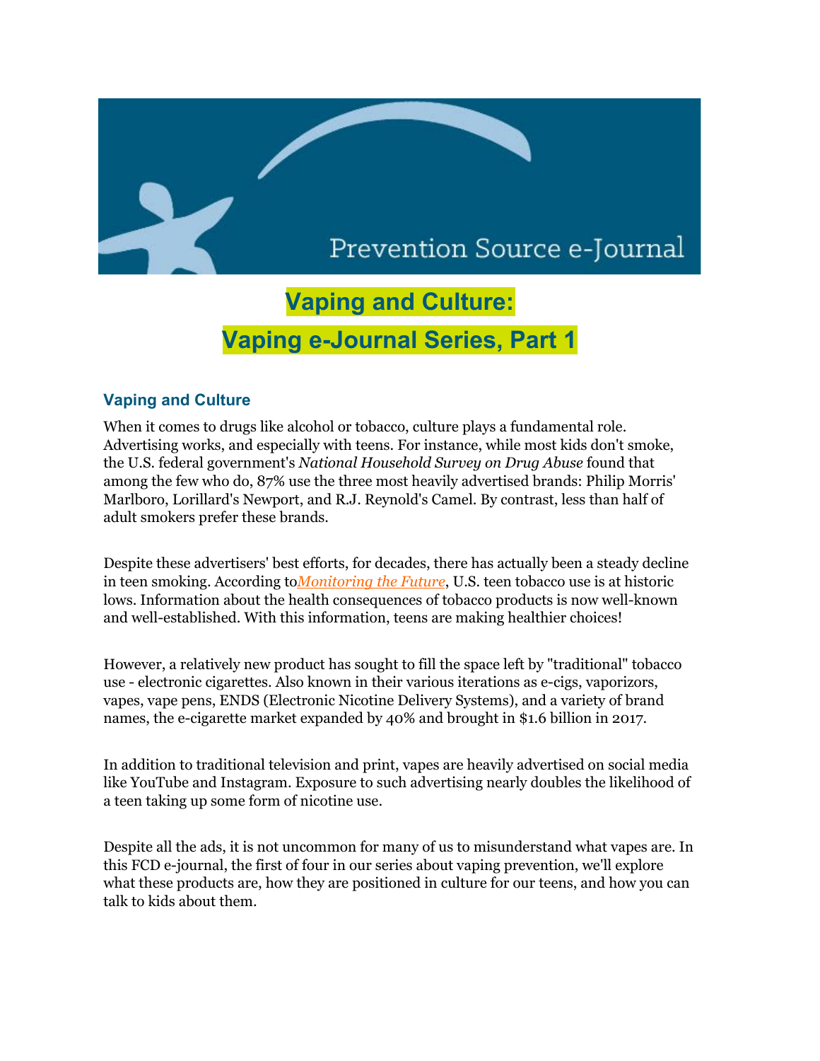Prevention Source e-Journal

# Vaping and Culture:
# Vaping e-Journal Series, Part 1

## Vaping and Culture

When it comes to drugs like alcohol or tobacco, culture plays a fundamental role. Advertising works, and especially with teens. For instance, while most kids don't smoke, the U.S. federal government's *National Household Survey on Drug Abuse* found that among the few who do, 87% use the three most heavily advertised brands: Philip Morris' Marlboro, Lorillard's Newport, and R.J. Reynold's Camel. By contrast, less than half of adult smokers prefer these brands.

Despite these advertisers' best efforts, for decades, there has actually been a steady decline in teen smoking. According to*Monitoring the Future*, U.S. teen tobacco use is at historic lows. Information about the health consequences of tobacco products is now well-known and well-established. With this information, teens are making healthier choices!

However, a relatively new product has sought to fill the space left by "traditional" tobacco use - electronic cigarettes. Also known in their various iterations as e-cigs, vaporizors, vapes, vape pens, ENDS (Electronic Nicotine Delivery Systems), and a variety of brand names, the e-cigarette market expanded by 40% and brought in $1.6 billion in 2017.

In addition to traditional television and print, vapes are heavily advertised on social media like YouTube and Instagram. Exposure to such advertising nearly doubles the likelihood of a teen taking up some form of nicotine use.

Despite all the ads, it is not uncommon for many of us to misunderstand what vapes are. In this FCD e-journal, the first of four in our series about vaping prevention, we'll explore what these products are, how they are positioned in culture for our teens, and how you can talk to kids about them.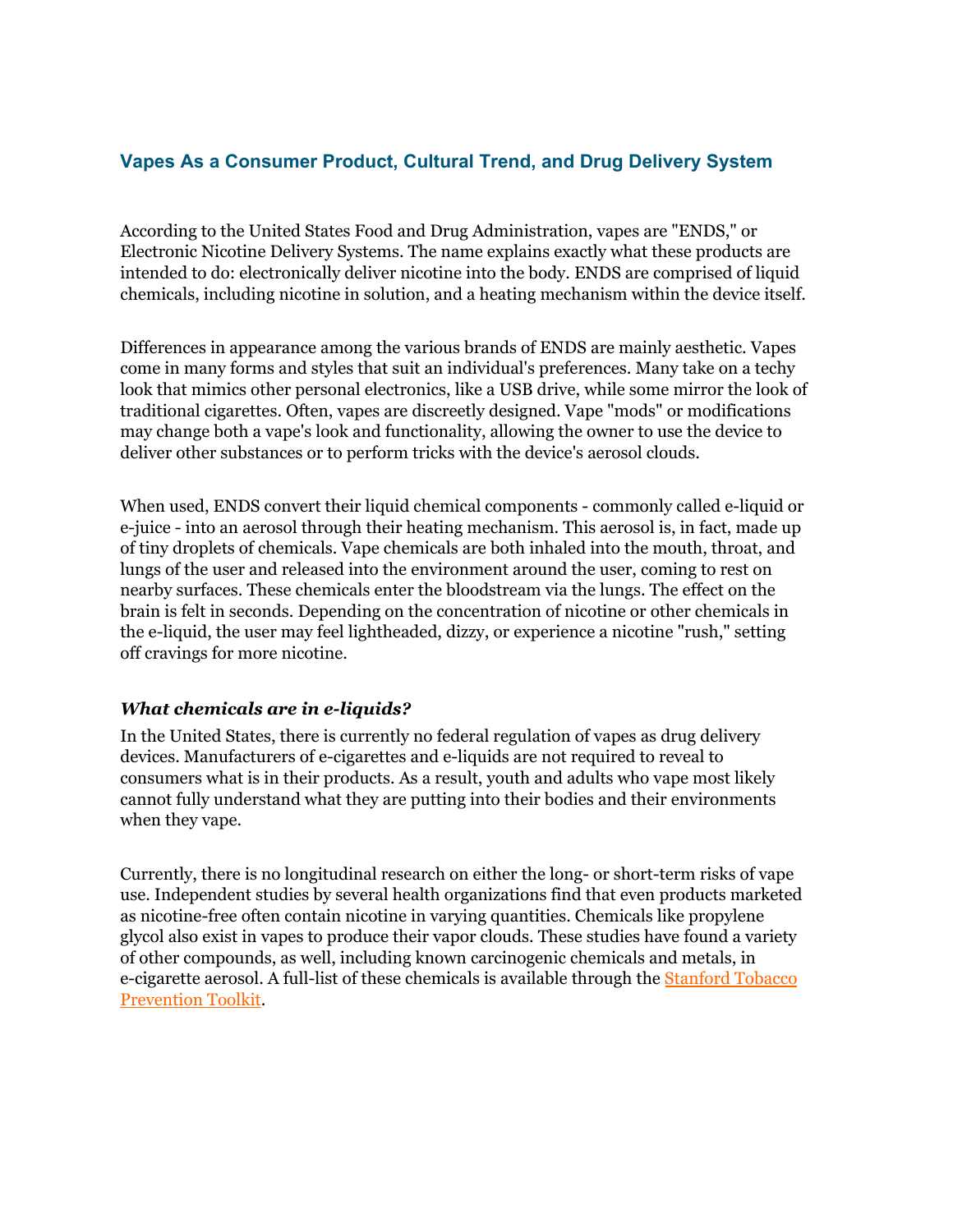## Vapes As a Consumer Product, Cultural Trend, and Drug Delivery System

According to the United States Food and Drug Administration, vapes are "ENDS," or Electronic Nicotine Delivery Systems. The name explains exactly what these products are intended to do: electronically deliver nicotine into the body. ENDS are comprised of liquid chemicals, including nicotine in solution, and a heating mechanism within the device itself.

Differences in appearance among the various brands of ENDS are mainly aesthetic. Vapes come in many forms and styles that suit an individual's preferences. Many take on a techy look that mimics other personal electronics, like a USB drive, while some mirror the look of traditional cigarettes. Often, vapes are discreetly designed. Vape "mods" or modifications may change both a vape's look and functionality, allowing the owner to use the device to deliver other substances or to perform tricks with the device's aerosol clouds.

When used, ENDS convert their liquid chemical components - commonly called e-liquid or e-juice - into an aerosol through their heating mechanism. This aerosol is, in fact, made up of tiny droplets of chemicals. Vape chemicals are both inhaled into the mouth, throat, and lungs of the user and released into the environment around the user, coming to rest on nearby surfaces. These chemicals enter the bloodstream via the lungs. The effect on the brain is felt in seconds. Depending on the concentration of nicotine or other chemicals in the e-liquid, the user may feel lightheaded, dizzy, or experience a nicotine "rush," setting off cravings for more nicotine.

### *What chemicals are in e-liquids?*

In the United States, there is currently no federal regulation of vapes as drug delivery devices. Manufacturers of e-cigarettes and e-liquids are not required to reveal to consumers what is in their products. As a result, youth and adults who vape most likely cannot fully understand what they are putting into their bodies and their environments when they vape.

Currently, there is no longitudinal research on either the long- or short-term risks of vape use. Independent studies by several health organizations find that even products marketed as nicotine-free often contain nicotine in varying quantities. Chemicals like propylene glycol also exist in vapes to produce their vapor clouds. These studies have found a variety of other compounds, as well, including known carcinogenic chemicals and metals, in e-cigarette aerosol. A full-list of these chemicals is available through the Stanford Tobacco Prevention Toolkit.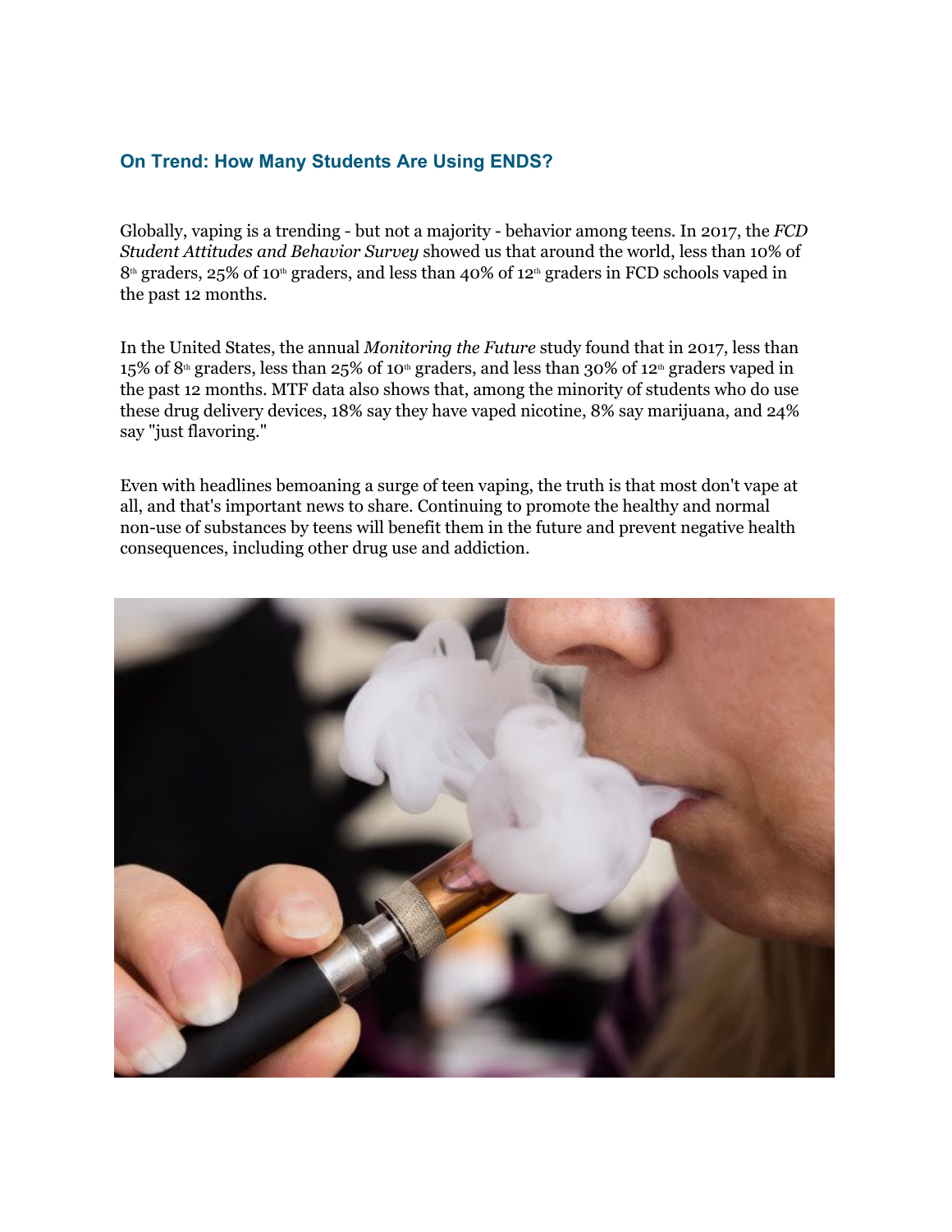## On Trend: How Many Students Are Using ENDS?

Globally, vaping is a trending - but not a majority - behavior among teens. In 2017, the *FCD Student Attitudes and Behavior Survey* showed us that around the world, less than 10% of 8th graders, 25% of 10th graders, and less than 40% of 12th graders in FCD schools vaped in the past 12 months.

In the United States, the annual *Monitoring the Future* study found that in 2017, less than 15% of 8th graders, less than 25% of 10th graders, and less than 30% of 12th graders vaped in the past 12 months. MTF data also shows that, among the minority of students who do use these drug delivery devices, 18% say they have vaped nicotine, 8% say marijuana, and 24% say "just flavoring."

Even with headlines bemoaning a surge of teen vaping, the truth is that most don't vape at all, and that's important news to share. Continuing to promote the healthy and normal non-use of substances by teens will benefit them in the future and prevent negative health consequences, including other drug use and addiction.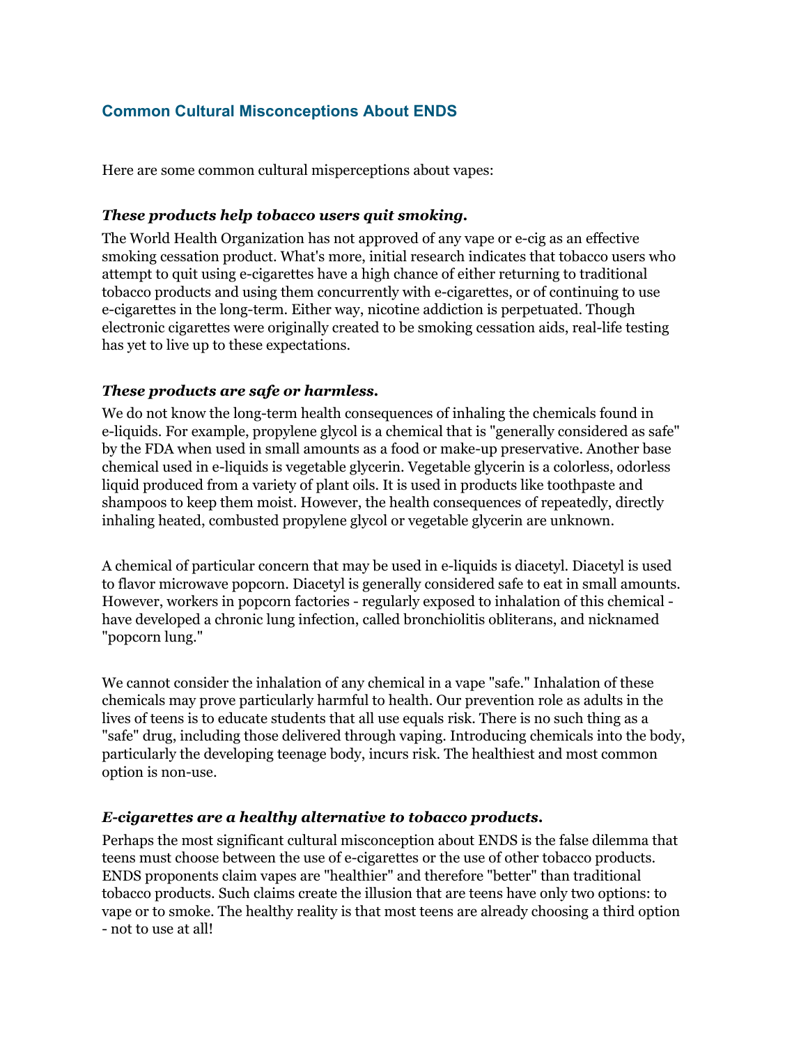## Common Cultural Misconceptions About ENDS

Here are some common cultural misperceptions about vapes:

### *These products help tobacco users quit smoking.*

The World Health Organization has not approved of any vape or e-cig as an effective smoking cessation product. What's more, initial research indicates that tobacco users who attempt to quit using e-cigarettes have a high chance of either returning to traditional tobacco products and using them concurrently with e-cigarettes, or of continuing to use e-cigarettes in the long-term. Either way, nicotine addiction is perpetuated. Though electronic cigarettes were originally created to be smoking cessation aids, real-life testing has yet to live up to these expectations.

### *These products are safe or harmless.*

We do not know the long-term health consequences of inhaling the chemicals found in e-liquids. For example, propylene glycol is a chemical that is "generally considered as safe" by the FDA when used in small amounts as a food or make-up preservative. Another base chemical used in e-liquids is vegetable glycerin. Vegetable glycerin is a colorless, odorless liquid produced from a variety of plant oils. It is used in products like toothpaste and shampoos to keep them moist. However, the health consequences of repeatedly, directly inhaling heated, combusted propylene glycol or vegetable glycerin are unknown.

A chemical of particular concern that may be used in e-liquids is diacetyl. Diacetyl is used to flavor microwave popcorn. Diacetyl is generally considered safe to eat in small amounts. However, workers in popcorn factories - regularly exposed to inhalation of this chemical - have developed a chronic lung infection, called bronchiolitis obliterans, and nicknamed "popcorn lung."

We cannot consider the inhalation of any chemical in a vape "safe." Inhalation of these chemicals may prove particularly harmful to health. Our prevention role as adults in the lives of teens is to educate students that all use equals risk. There is no such thing as a "safe" drug, including those delivered through vaping. Introducing chemicals into the body, particularly the developing teenage body, incurs risk. The healthiest and most common option is non-use.

### *E-cigarettes are a healthy alternative to tobacco products.*

Perhaps the most significant cultural misconception about ENDS is the false dilemma that teens must choose between the use of e-cigarettes or the use of other tobacco products. ENDS proponents claim vapes are "healthier" and therefore "better" than traditional tobacco products. Such claims create the illusion that are teens have only two options: to vape or to smoke. The healthy reality is that most teens are already choosing a third option - not to use at all!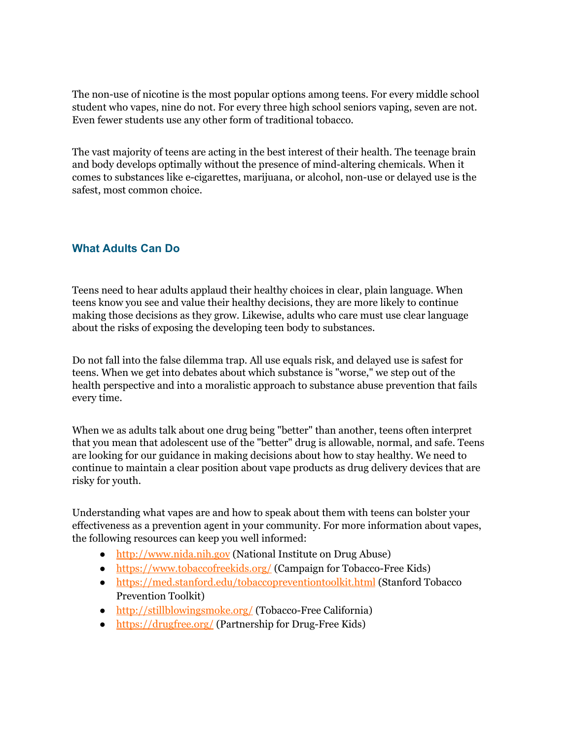The non-use of nicotine is the most popular options among teens. For every middle school student who vapes, nine do not. For every three high school seniors vaping, seven are not. Even fewer students use any other form of traditional tobacco.

The vast majority of teens are acting in the best interest of their health. The teenage brain and body develops optimally without the presence of mind-altering chemicals. When it comes to substances like e-cigarettes, marijuana, or alcohol, non-use or delayed use is the safest, most common choice.

## What Adults Can Do

Teens need to hear adults applaud their healthy choices in clear, plain language. When teens know you see and value their healthy decisions, they are more likely to continue making those decisions as they grow. Likewise, adults who care must use clear language about the risks of exposing the developing teen body to substances.

Do not fall into the false dilemma trap. All use equals risk, and delayed use is safest for teens. When we get into debates about which substance is "worse," we step out of the health perspective and into a moralistic approach to substance abuse prevention that fails every time.

When we as adults talk about one drug being "better" than another, teens often interpret that you mean that adolescent use of the "better" drug is allowable, normal, and safe. Teens are looking for our guidance in making decisions about how to stay healthy. We need to continue to maintain a clear position about vape products as drug delivery devices that are risky for youth.

Understanding what vapes are and how to speak about them with teens can bolster your effectiveness as a prevention agent in your community. For more information about vapes, the following resources can keep you well informed:

- [http://www.nida.nih.gov](http://www.nida.nih.gov) (National Institute on Drug Abuse)
- [https://www.tobaccofreekids.org/](https://www.tobaccofreekids.org/) (Campaign for Tobacco-Free Kids)
- [https://med.stanford.edu/tobaccopreventiontoolkit.html](https://med.stanford.edu/tobaccopreventiontoolkit.html) (Stanford Tobacco Prevention Toolkit)
- [http://stillblowingsmoke.org/](http://stillblowingsmoke.org/) (Tobacco-Free California)
- [https://drugfree.org/](https://drugfree.org/) (Partnership for Drug-Free Kids)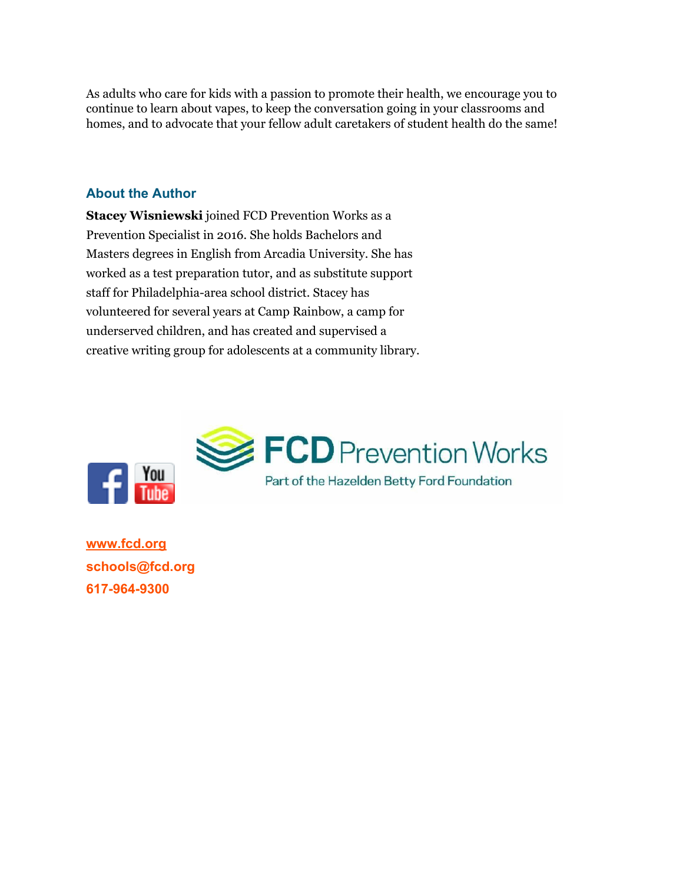As adults who care for kids with a passion to promote their health, we encourage you to continue to learn about vapes, to keep the conversation going in your classrooms and homes, and to advocate that your fellow adult caretakers of student health do the same!

## About the Author

**Stacey Wisniewski** joined FCD Prevention Works as a Prevention Specialist in 2016. She holds Bachelors and Masters degrees in English from Arcadia University. She has worked as a test preparation tutor, and as substitute support staff for Philadelphia-area school district. Stacey has volunteered for several years at Camp Rainbow, a camp for underserved children, and has created and supervised a creative writing group for adolescents at a community library.

FCD Prevention Works

Part of the Hazelden Betty Ford Foundation

**www.fcd.org**

**schools@fcd.org**

**617-964-9300**